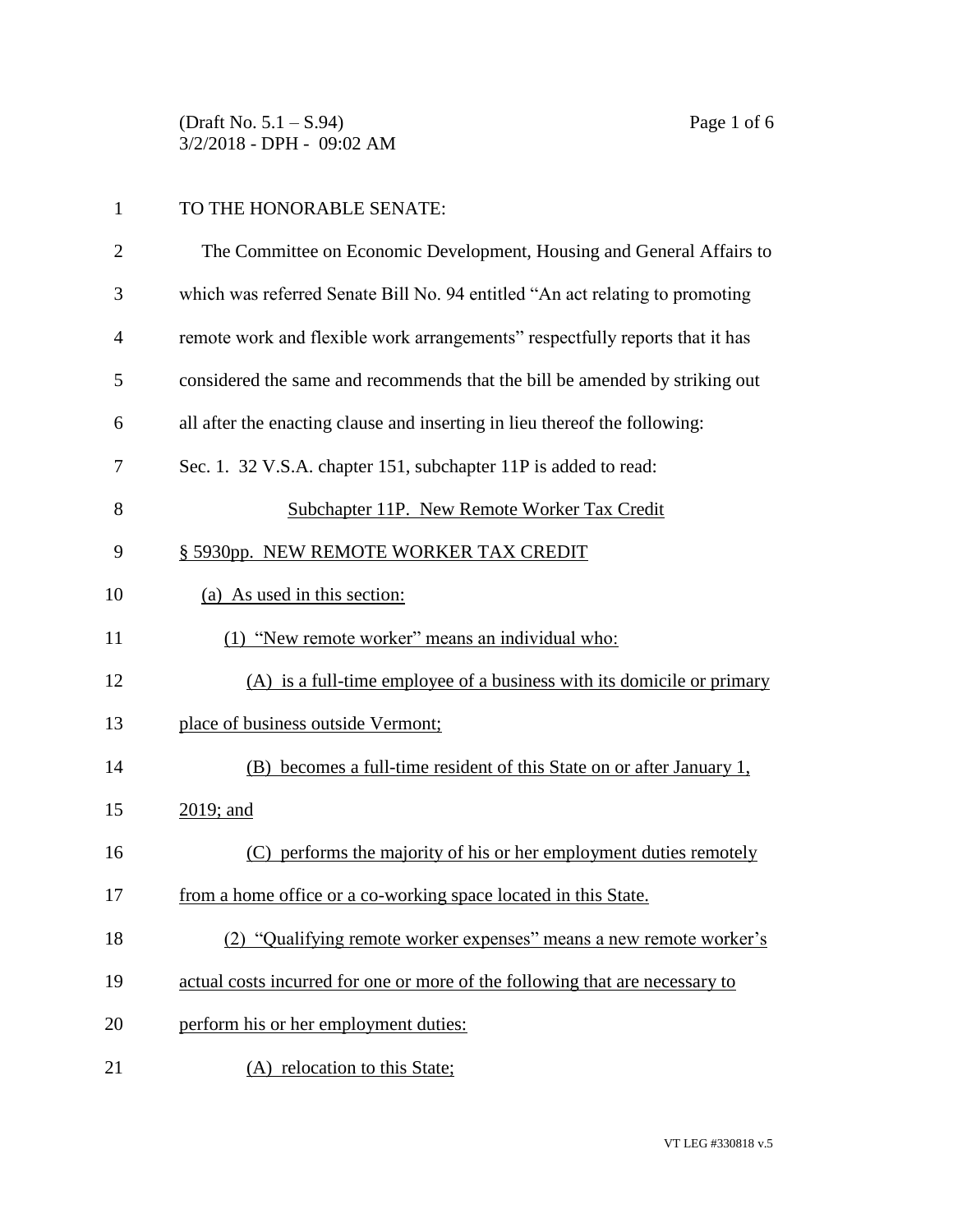TO THE HONORABLE SENATE:

The Committee on Economic Development, Housing and General Affairs to which was referred Senate Bill No. 94 entitled "An act relating to promoting remote work and flexible work arrangements" respectfully reports that it has considered the same and recommends that the bill be amended by striking out all after the enacting clause and inserting in lieu thereof the following:

Sec. 1. 32 V.S.A. chapter 151, subchapter 11P is added to read:

Subchapter 11P. New Remote Worker Tax Credit

§ 5930pp. NEW REMOTE WORKER TAX CREDIT

(a) As used in this section:

(1) "New remote worker" means an individual who:

(A) is a full-time employee of a business with its domicile or primary place of business outside Vermont;

(B) becomes a full-time resident of this State on or after January 1, 2019; and

(C) performs the majority of his or her employment duties remotely from a home office or a co-working space located in this State.

(2) "Qualifying remote worker expenses" means a new remote worker's actual costs incurred for one or more of the following that are necessary to perform his or her employment duties:

(A) relocation to this State;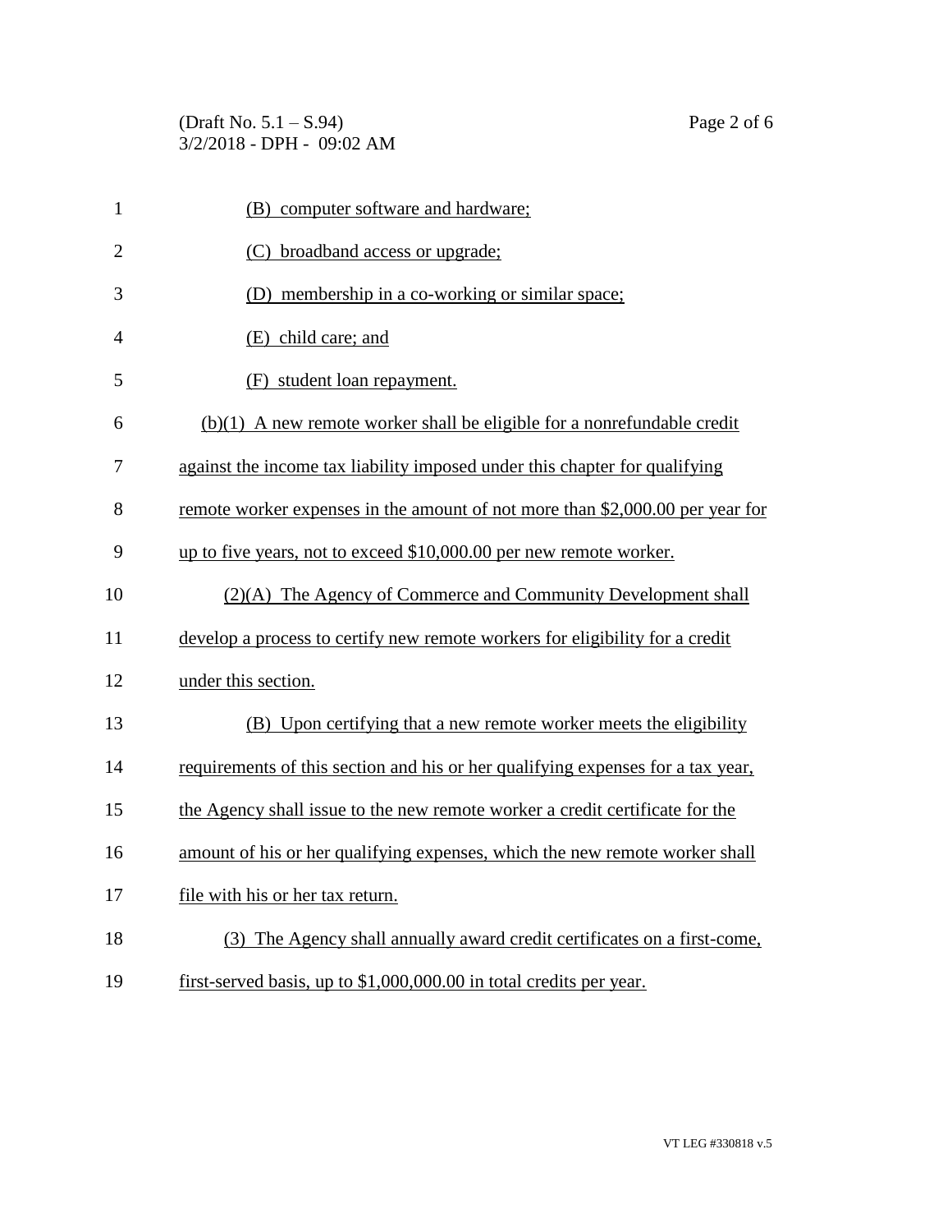(B) computer software and hardware;

(C) broadband access or upgrade;

(D) membership in a co-working or similar space;

(E) child care; and

(F) student loan repayment.

(b)(1) A new remote worker shall be eligible for a nonrefundable credit against the income tax liability imposed under this chapter for qualifying remote worker expenses in the amount of not more than $2,000.00 per year for up to five years, not to exceed $10,000.00 per new remote worker.

(2)(A) The Agency of Commerce and Community Development shall develop a process to certify new remote workers for eligibility for a credit under this section.

(B) Upon certifying that a new remote worker meets the eligibility requirements of this section and his or her qualifying expenses for a tax year, the Agency shall issue to the new remote worker a credit certificate for the amount of his or her qualifying expenses, which the new remote worker shall file with his or her tax return.

(3) The Agency shall annually award credit certificates on a first-come, first-served basis, up to $1,000,000.00 in total credits per year.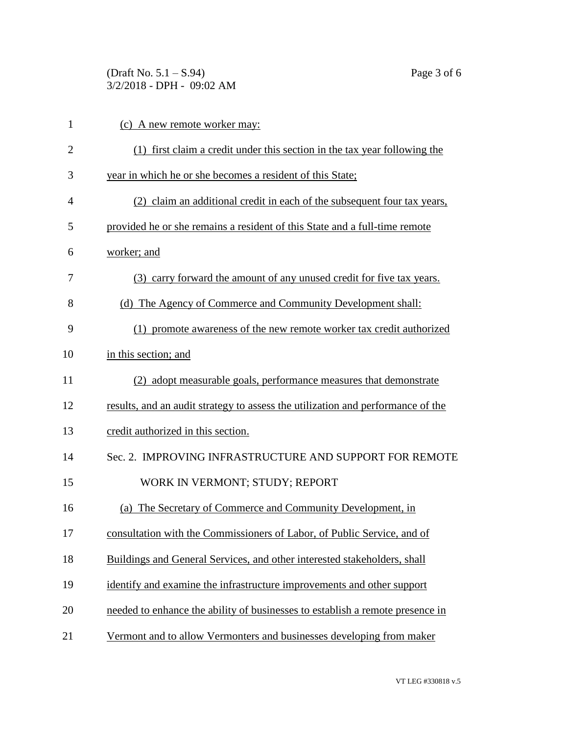(c) A new remote worker may:

(1) first claim a credit under this section in the tax year following the year in which he or she becomes a resident of this State;

(2) claim an additional credit in each of the subsequent four tax years, provided he or she remains a resident of this State and a full-time remote worker; and

(3) carry forward the amount of any unused credit for five tax years.

(d) The Agency of Commerce and Community Development shall:

(1) promote awareness of the new remote worker tax credit authorized in this section; and

(2) adopt measurable goals, performance measures that demonstrate results, and an audit strategy to assess the utilization and performance of the credit authorized in this section.

Sec. 2. IMPROVING INFRASTRUCTURE AND SUPPORT FOR REMOTE WORK IN VERMONT; STUDY; REPORT

(a) The Secretary of Commerce and Community Development, in consultation with the Commissioners of Labor, of Public Service, and of Buildings and General Services, and other interested stakeholders, shall identify and examine the infrastructure improvements and other support needed to enhance the ability of businesses to establish a remote presence in Vermont and to allow Vermonters and businesses developing from maker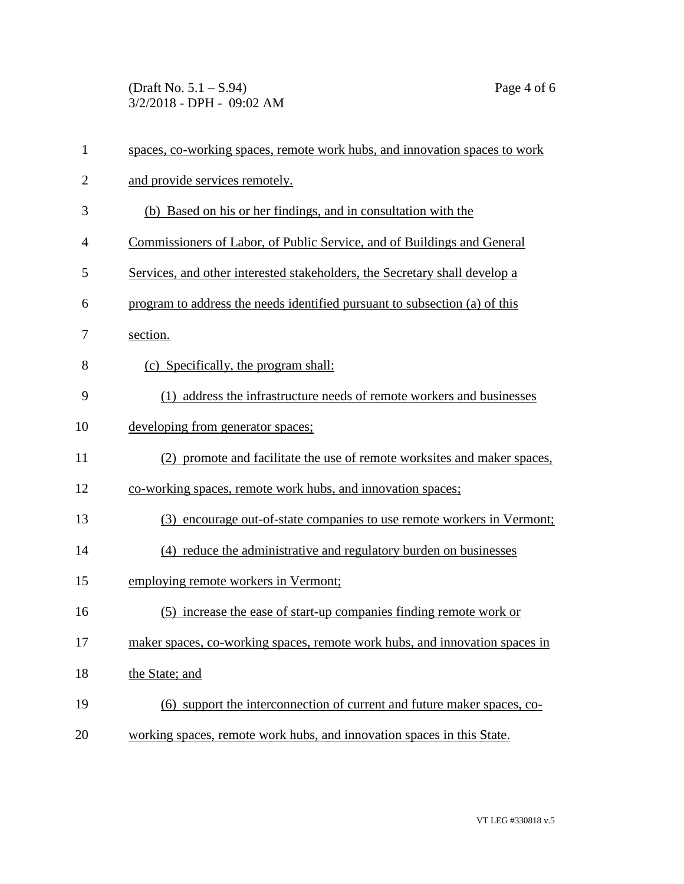spaces, co-working spaces, remote work hubs, and innovation spaces to work and provide services remotely.

(b) Based on his or her findings, and in consultation with the Commissioners of Labor, of Public Service, and of Buildings and General Services, and other interested stakeholders, the Secretary shall develop a program to address the needs identified pursuant to subsection (a) of this section.

(c) Specifically, the program shall:

(1) address the infrastructure needs of remote workers and businesses developing from generator spaces;

(2) promote and facilitate the use of remote worksites and maker spaces, co-working spaces, remote work hubs, and innovation spaces;

(3) encourage out-of-state companies to use remote workers in Vermont;

(4) reduce the administrative and regulatory burden on businesses employing remote workers in Vermont;

(5) increase the ease of start-up companies finding remote work or maker spaces, co-working spaces, remote work hubs, and innovation spaces in the State; and

(6) support the interconnection of current and future maker spaces, co-working spaces, remote work hubs, and innovation spaces in this State.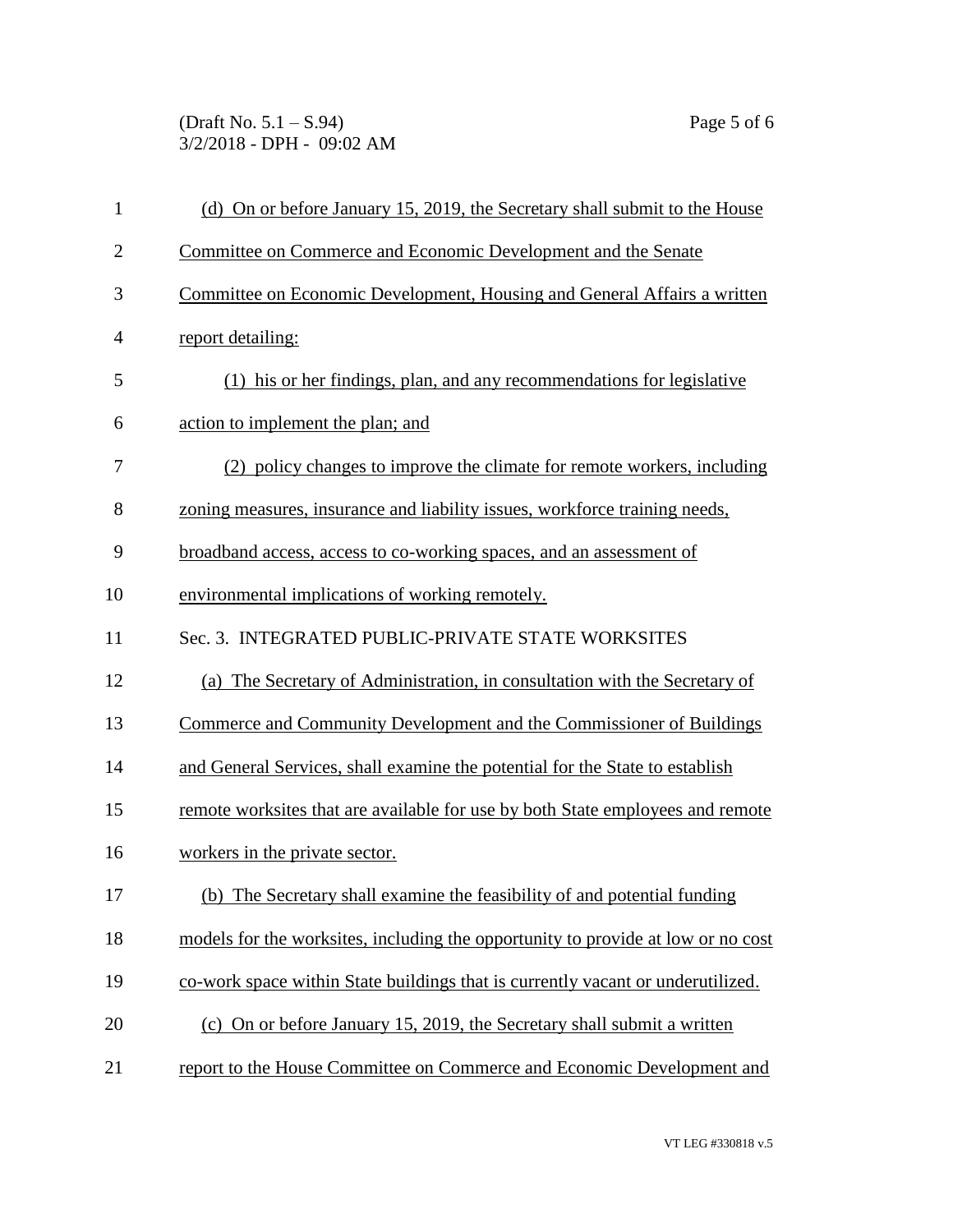(d) On or before January 15, 2019, the Secretary shall submit to the House Committee on Commerce and Economic Development and the Senate Committee on Economic Development, Housing and General Affairs a written report detailing:

(1) his or her findings, plan, and any recommendations for legislative action to implement the plan; and

(2) policy changes to improve the climate for remote workers, including zoning measures, insurance and liability issues, workforce training needs, broadband access, access to co-working spaces, and an assessment of environmental implications of working remotely.

Sec. 3. INTEGRATED PUBLIC-PRIVATE STATE WORKSITES

(a) The Secretary of Administration, in consultation with the Secretary of Commerce and Community Development and the Commissioner of Buildings and General Services, shall examine the potential for the State to establish remote worksites that are available for use by both State employees and remote workers in the private sector.

(b) The Secretary shall examine the feasibility of and potential funding models for the worksites, including the opportunity to provide at low or no cost co-work space within State buildings that is currently vacant or underutilized.

(c) On or before January 15, 2019, the Secretary shall submit a written report to the House Committee on Commerce and Economic Development and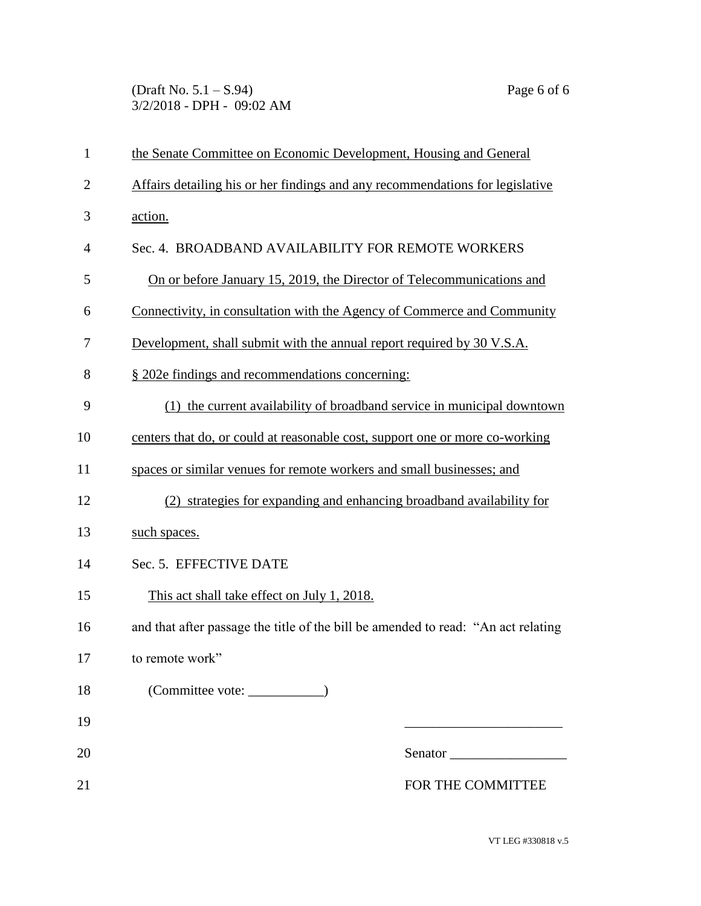the Senate Committee on Economic Development, Housing and General Affairs detailing his or her findings and any recommendations for legislative action.

Sec. 4. BROADBAND AVAILABILITY FOR REMOTE WORKERS

On or before January 15, 2019, the Director of Telecommunications and Connectivity, in consultation with the Agency of Commerce and Community Development, shall submit with the annual report required by 30 V.S.A. § 202e findings and recommendations concerning:

(1) the current availability of broadband service in municipal downtown centers that do, or could at reasonable cost, support one or more co-working spaces or similar venues for remote workers and small businesses; and

(2) strategies for expanding and enhancing broadband availability for such spaces.

Sec. 5. EFFECTIVE DATE

This act shall take effect on July 1, 2018.

and that after passage the title of the bill be amended to read: "An act relating to remote work"

(Committee vote: ___________)

_______________________

Senator _________________

FOR THE COMMITTEE